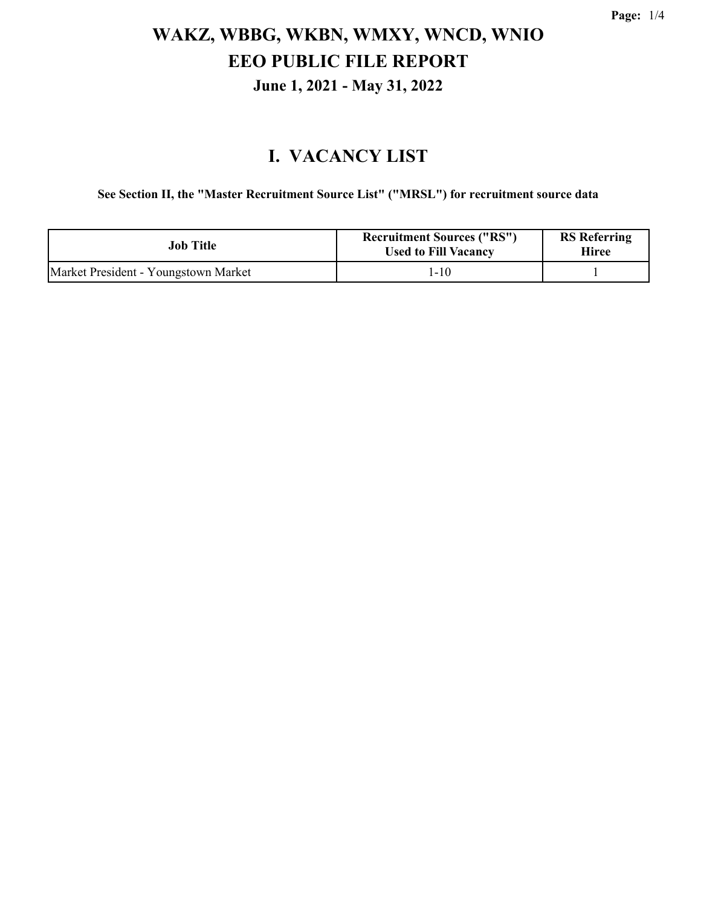# WAKZ, WBBG, WKBN, WMXY, WNCD, WNIO
# EEO PUBLIC FILE REPORT
### June 1, 2021 - May 31, 2022

## I. VACANCY LIST

**See Section II, the "Master Recruitment Source List" ("MRSL") for recruitment source data**

| Job Title | Recruitment Sources ("RS") Used to Fill Vacancy | RS Referring Hiree |
|---|---|---|
| Market President - Youngstown Market | 1-10 | 1 |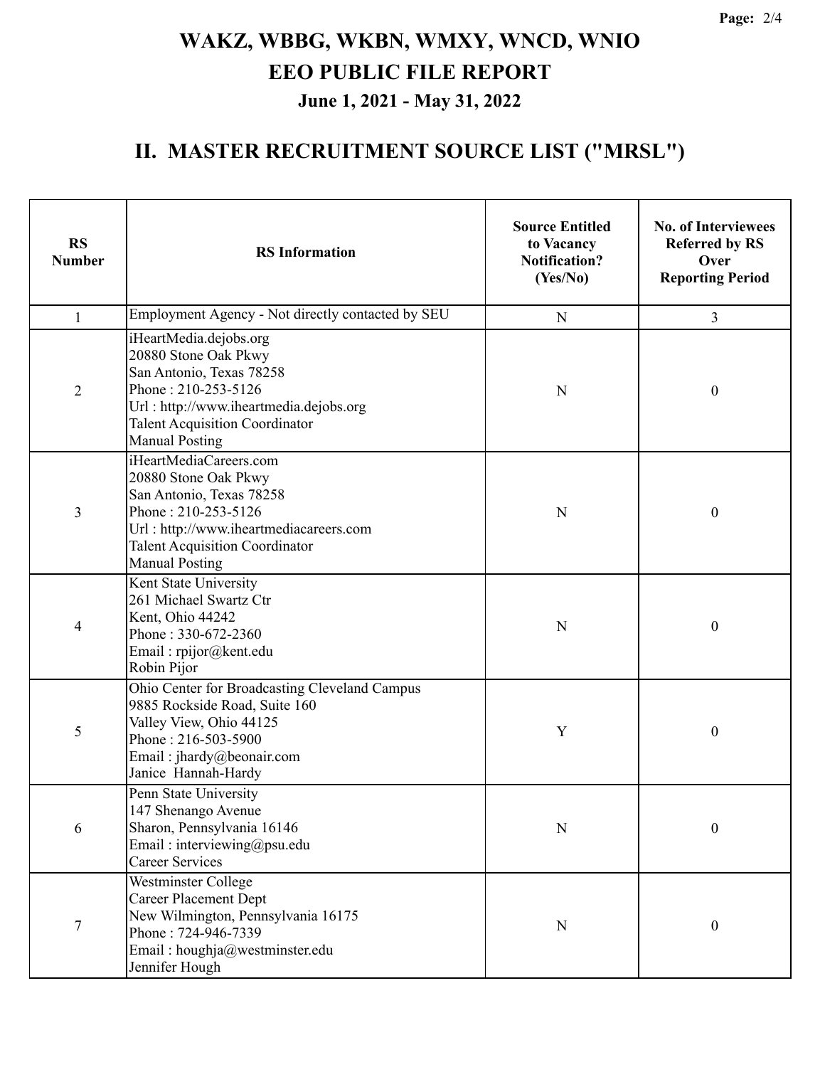# WAKZ, WBBG, WKBN, WMXY, WNCD, WNIO
# EEO PUBLIC FILE REPORT
### June 1, 2021 - May 31, 2022

## II. MASTER RECRUITMENT SOURCE LIST ("MRSL")

| RS Number | RS Information | Source Entitled to Vacancy Notification? (Yes/No) | No. of Interviewees Referred by RS Over Reporting Period |
|---|---|---|---|
| 1 | Employment Agency - Not directly contacted by SEU | N | 3 |
| 2 | iHeartMedia.dejobs.org<br>20880 Stone Oak Pkwy<br>San Antonio, Texas 78258<br>Phone : 210-253-5126<br>Url : http://www.iheartmedia.dejobs.org<br>Talent Acquisition Coordinator<br>Manual Posting | N | 0 |
| 3 | iHeartMediaCareers.com<br>20880 Stone Oak Pkwy<br>San Antonio, Texas 78258<br>Phone : 210-253-5126<br>Url : http://www.iheartmediacareers.com<br>Talent Acquisition Coordinator<br>Manual Posting | N | 0 |
| 4 | Kent State University<br>261 Michael Swartz Ctr<br>Kent, Ohio 44242<br>Phone : 330-672-2360<br>Email : rpijor@kent.edu<br>Robin Pijor | N | 0 |
| 5 | Ohio Center for Broadcasting Cleveland Campus<br>9885 Rockside Road, Suite 160<br>Valley View, Ohio 44125<br>Phone : 216-503-5900<br>Email : jhardy@beonair.com<br>Janice Hannah-Hardy | Y | 0 |
| 6 | Penn State University<br>147 Shenango Avenue<br>Sharon, Pennsylvania 16146<br>Email : interviewing@psu.edu<br>Career Services | N | 0 |
| 7 | Westminster College<br>Career Placement Dept<br>New Wilmington, Pennsylvania 16175<br>Phone : 724-946-7339<br>Email : houghja@westminster.edu<br>Jennifer Hough | N | 0 |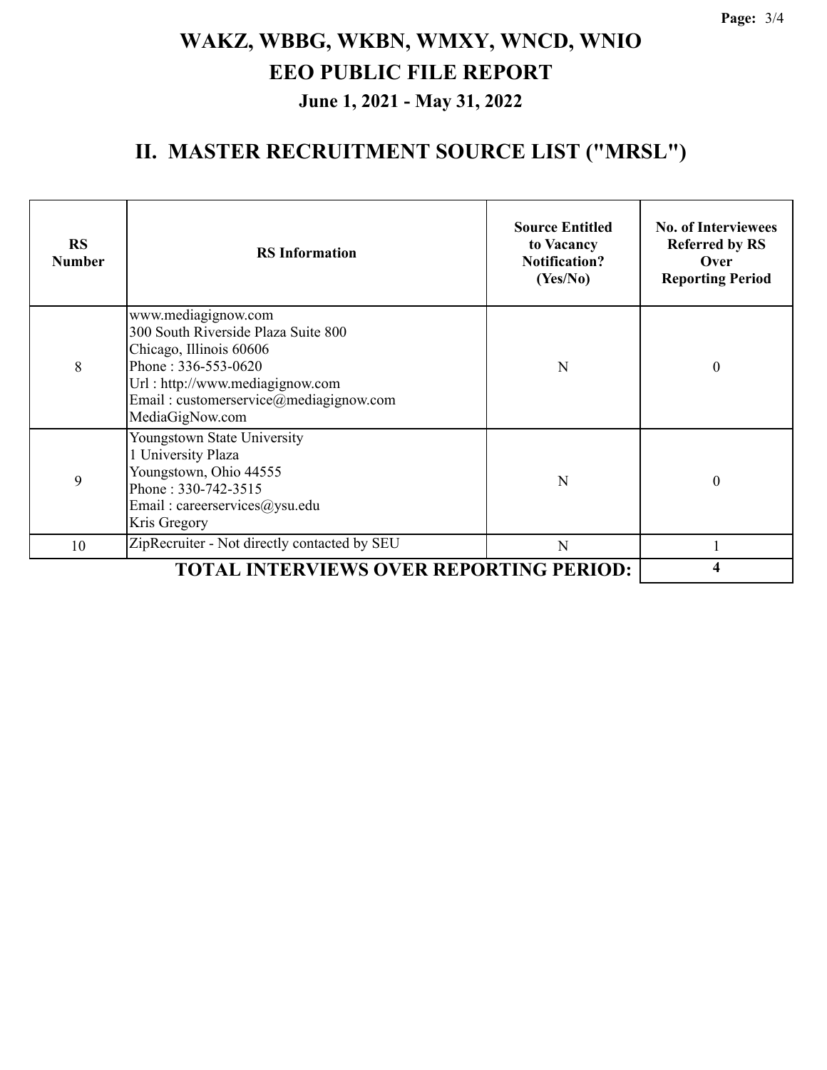# WAKZ, WBBG, WKBN, WMXY, WNCD, WNIO
# EEO PUBLIC FILE REPORT
### June 1, 2021 - May 31, 2022

## II. MASTER RECRUITMENT SOURCE LIST ("MRSL")

| RS Number | RS Information | Source Entitled to Vacancy Notification? (Yes/No) | No. of Interviewees Referred by RS Over Reporting Period |
|---|---|---|---|
| 8 | www.mediagignow.com<br>300 South Riverside Plaza Suite 800<br>Chicago, Illinois 60606<br>Phone : 336-553-0620<br>Url : http://www.mediagignow.com<br>Email : customerservice@mediagignow.com<br>MediaGigNow.com | N | 0 |
| 9 | Youngstown State University<br>1 University Plaza<br>Youngstown, Ohio 44555<br>Phone : 330-742-3515<br>Email : careerservices@ysu.edu<br>Kris Gregory | N | 0 |
| 10 | ZipRecruiter - Not directly contacted by SEU | N | 1 |
| **TOTAL INTERVIEWS OVER REPORTING PERIOD:** | | | **4** |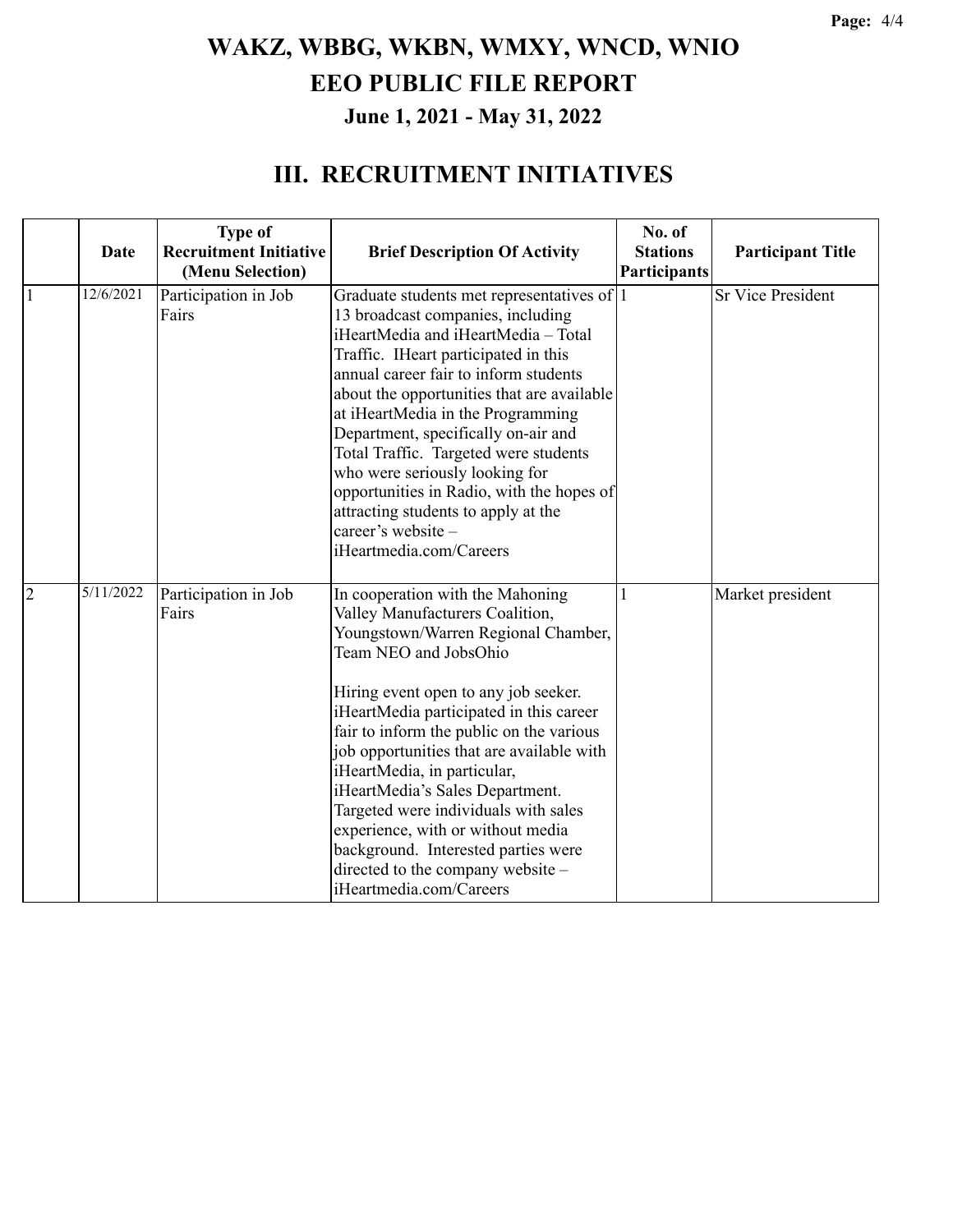# WAKZ, WBBG, WKBN, WMXY, WNCD, WNIO
# EEO PUBLIC FILE REPORT
### June 1, 2021 - May 31, 2022

## III. RECRUITMENT INITIATIVES

| | Date | Type of Recruitment Initiative (Menu Selection) | Brief Description Of Activity | No. of Stations Participants | Participant Title |
|---|---|---|---|---|---|
| 1 | 12/6/2021 | Participation in Job Fairs | Graduate students met representatives of 13 broadcast companies, including iHeartMedia and iHeartMedia – Total Traffic. IHeart participated in this annual career fair to inform students about the opportunities that are available at iHeartMedia in the Programming Department, specifically on-air and Total Traffic. Targeted were students who were seriously looking for opportunities in Radio, with the hopes of attracting students to apply at the career's website – iHeartmedia.com/Careers | 1 | Sr Vice President |
| 2 | 5/11/2022 | Participation in Job Fairs | In cooperation with the Mahoning Valley Manufacturers Coalition, Youngstown/Warren Regional Chamber, Team NEO and JobsOhio<br><br>Hiring event open to any job seeker. iHeartMedia participated in this career fair to inform the public on the various job opportunities that are available with iHeartMedia, in particular, iHeartMedia's Sales Department. Targeted were individuals with sales experience, with or without media background. Interested parties were directed to the company website – iHeartmedia.com/Careers | 1 | Market president |